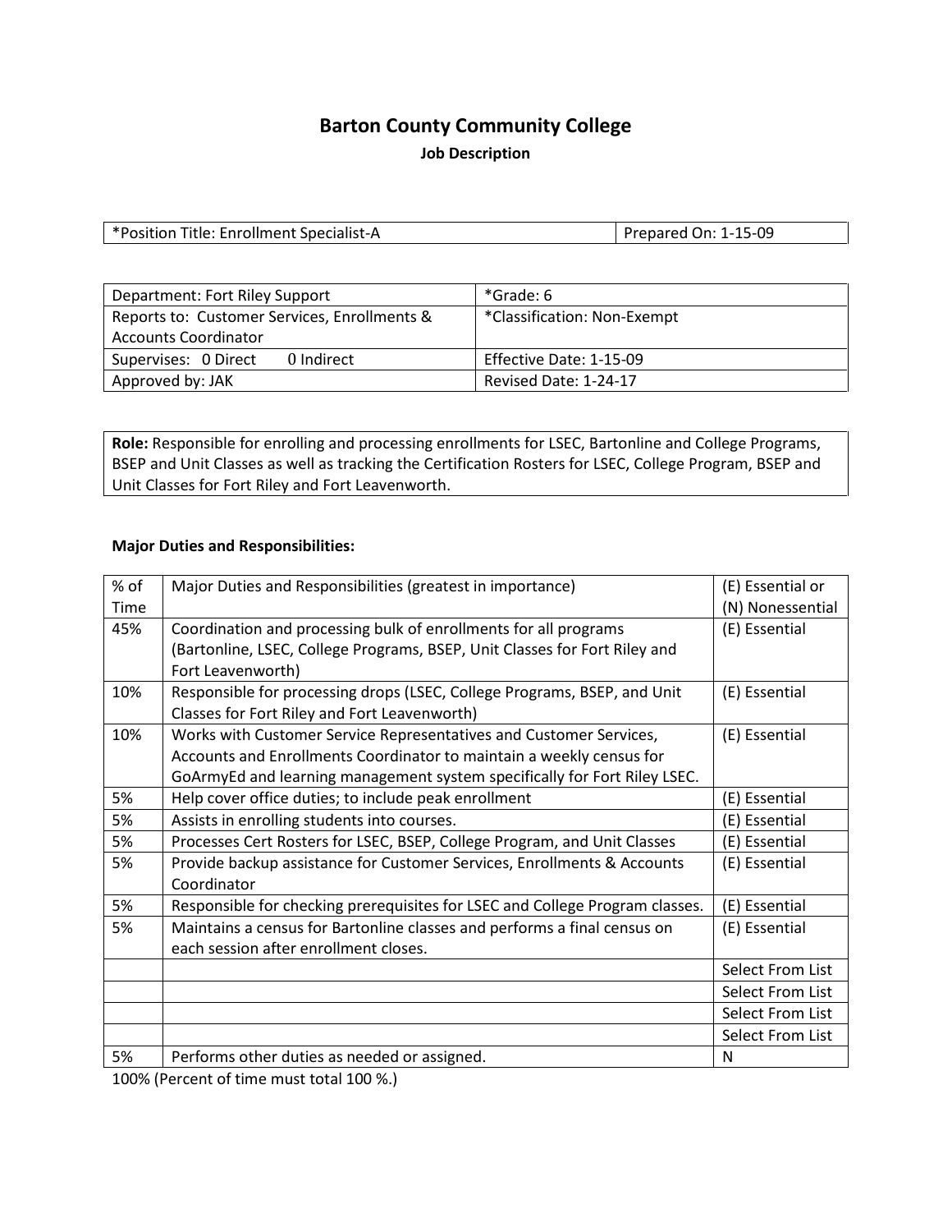# Barton County Community College

## Job Description

| *Position Title: Enrollment Specialist-A | Prepared On: 1-15-09 |
|---|---|

| Department: Fort Riley Support | *Grade: 6 |
|---|---|
| Reports to: Customer Services, Enrollments & Accounts Coordinator | *Classification: Non-Exempt |
| Supervises: 0 Direct 0 Indirect | Effective Date: 1-15-09 |
| Approved by: JAK | Revised Date: 1-24-17 |

**Role:** Responsible for enrolling and processing enrollments for LSEC, Bartonline and College Programs, BSEP and Unit Classes as well as tracking the Certification Rosters for LSEC, College Program, BSEP and Unit Classes for Fort Riley and Fort Leavenworth.

**Major Duties and Responsibilities:**

| % of Time | Major Duties and Responsibilities (greatest in importance) | (E) Essential or (N) Nonessential |
|---|---|---|
| 45% | Coordination and processing bulk of enrollments for all programs (Bartonline, LSEC, College Programs, BSEP, Unit Classes for Fort Riley and Fort Leavenworth) | (E) Essential |
| 10% | Responsible for processing drops (LSEC, College Programs, BSEP, and Unit Classes for Fort Riley and Fort Leavenworth) | (E) Essential |
| 10% | Works with Customer Service Representatives and Customer Services, Accounts and Enrollments Coordinator to maintain a weekly census for GoArmyEd and learning management system specifically for Fort Riley LSEC. | (E) Essential |
| 5% | Help cover office duties; to include peak enrollment | (E) Essential |
| 5% | Assists in enrolling students into courses. | (E) Essential |
| 5% | Processes Cert Rosters for LSEC, BSEP, College Program, and Unit Classes | (E) Essential |
| 5% | Provide backup assistance for Customer Services, Enrollments & Accounts Coordinator | (E) Essential |
| 5% | Responsible for checking prerequisites for LSEC and College Program classes. | (E) Essential |
| 5% | Maintains a census for Bartonline classes and performs a final census on each session after enrollment closes. | (E) Essential |
| | | Select From List |
| | | Select From List |
| | | Select From List |
| | | Select From List |
| 5% | Performs other duties as needed or assigned. | N |

100% (Percent of time must total 100 %.)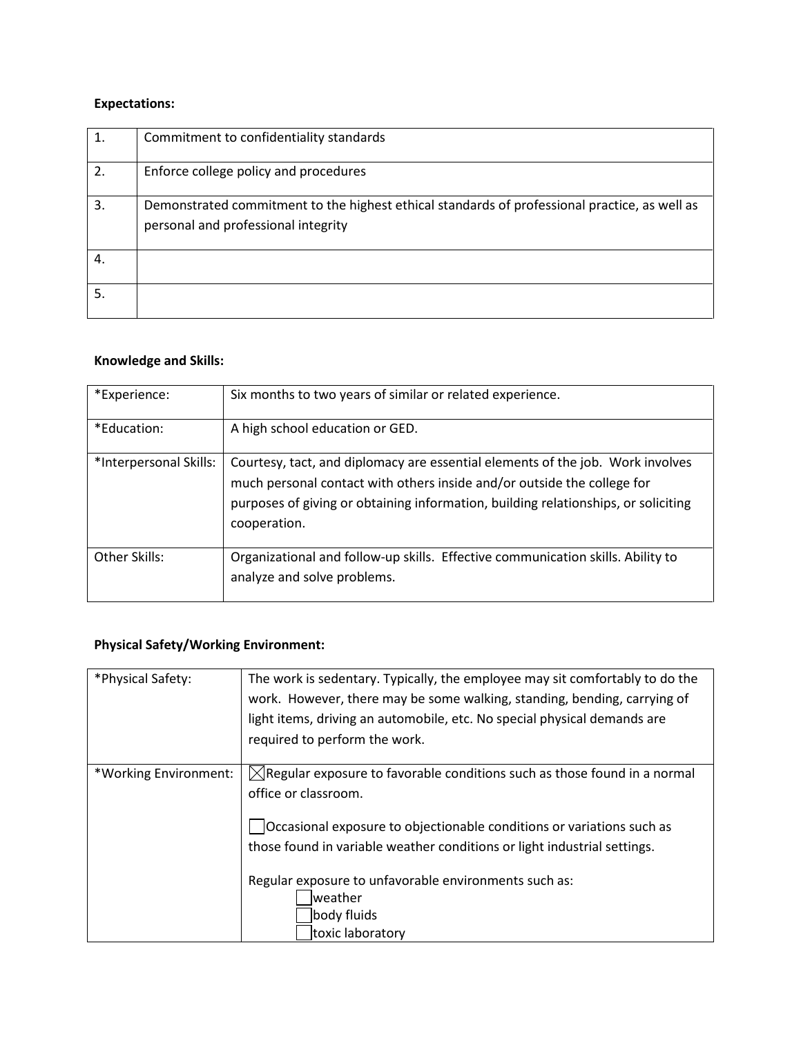**Expectations:**

| | |
|---|---|
| 1. | Commitment to confidentiality standards |
| 2. | Enforce college policy and procedures |
| 3. | Demonstrated commitment to the highest ethical standards of professional practice, as well as personal and professional integrity |
| 4. | |
| 5. | |

**Knowledge and Skills:**

| | |
|---|---|
| *Experience: | Six months to two years of similar or related experience. |
| *Education: | A high school education or GED. |
| *Interpersonal Skills: | Courtesy, tact, and diplomacy are essential elements of the job. Work involves much personal contact with others inside and/or outside the college for purposes of giving or obtaining information, building relationships, or soliciting cooperation. |
| Other Skills: | Organizational and follow-up skills. Effective communication skills. Ability to analyze and solve problems. |

**Physical Safety/Working Environment:**

| | |
|---|---|
| *Physical Safety: | The work is sedentary. Typically, the employee may sit comfortably to do the work. However, there may be some walking, standing, bending, carrying of light items, driving an automobile, etc. No special physical demands are required to perform the work. |
| *Working Environment: | ☒ Regular exposure to favorable conditions such as those found in a normal office or classroom.<br><br>☐ Occasional exposure to objectionable conditions or variations such as those found in variable weather conditions or light industrial settings.<br><br>Regular exposure to unfavorable environments such as:<br>☐ weather<br>☐ body fluids<br>☐ toxic laboratory |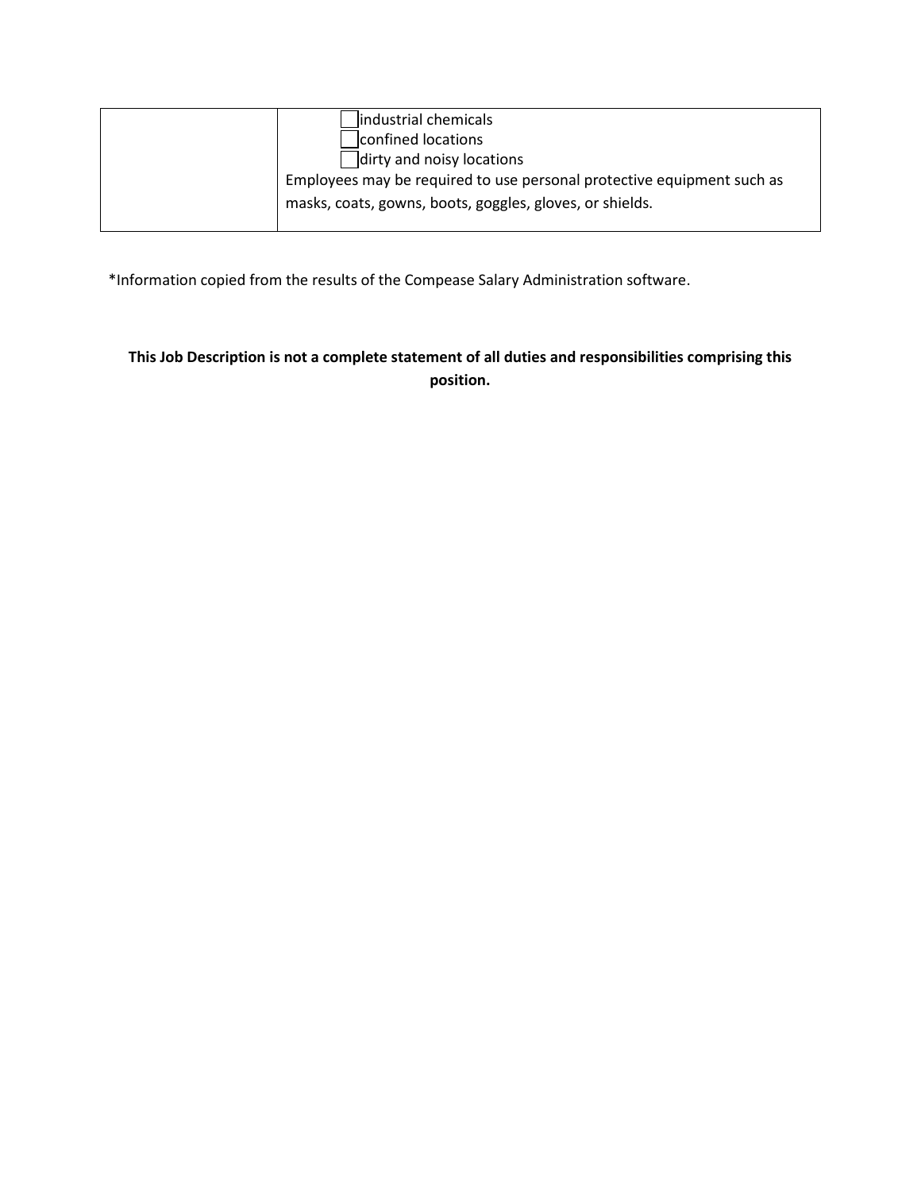| | |
|---|---|
| | ☐ industrial chemicals<br>☐ confined locations<br>☐ dirty and noisy locations<br>Employees may be required to use personal protective equipment such as masks, coats, gowns, boots, goggles, gloves, or shields. |

*Information copied from the results of the Compease Salary Administration software.

**This Job Description is not a complete statement of all duties and responsibilities comprising this position.**